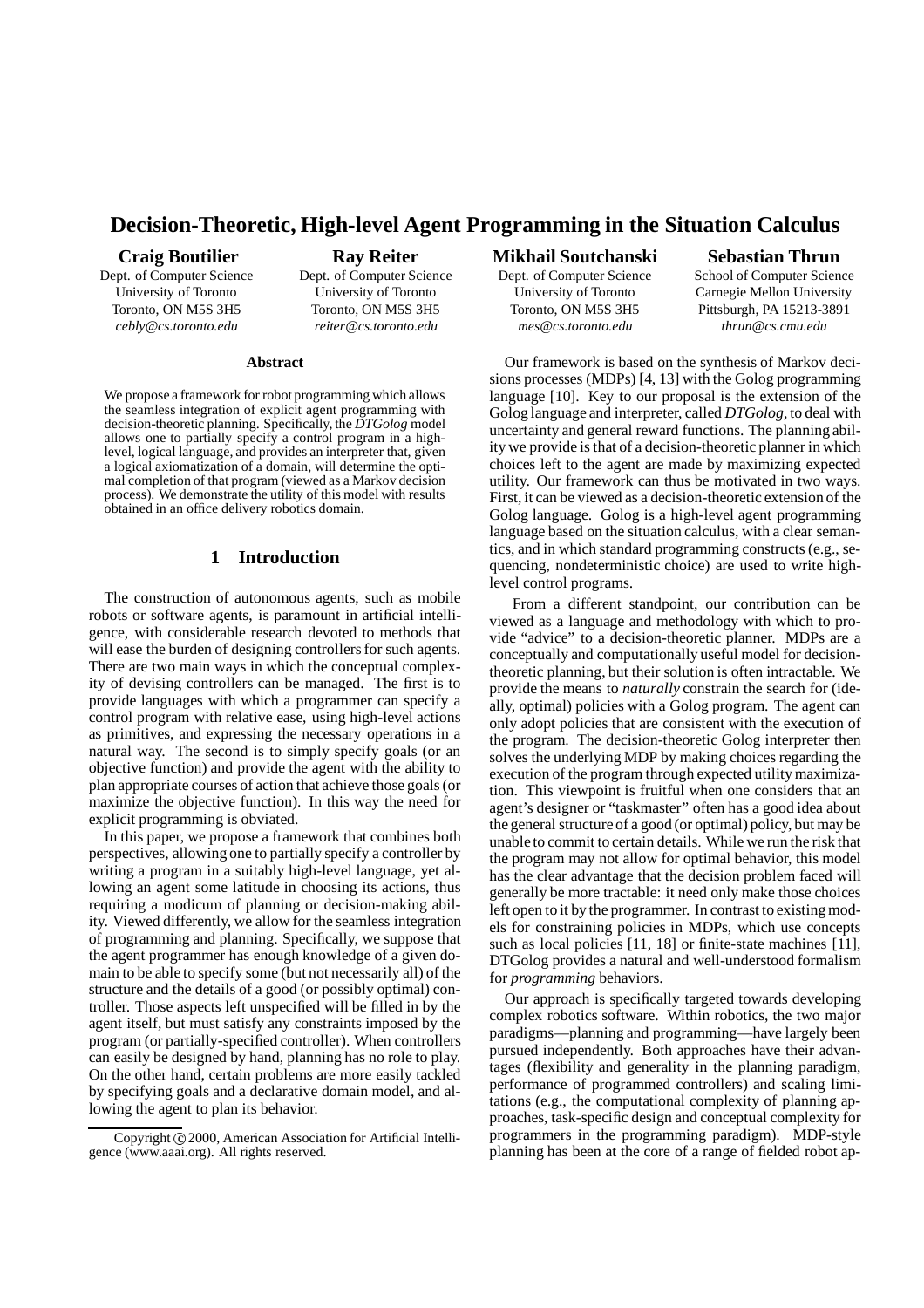# Decision-Theoretic, High-level Agent Programming in the Situation Calculus

**Craig Boutilier**
Dept. of Computer Science
University of Toronto
Toronto, ON M5S 3H5
*cebly@cs.toronto.edu*

**Ray Reiter**
Dept. of Computer Science
University of Toronto
Toronto, ON M5S 3H5
*reiter@cs.toronto.edu*

**Mikhail Soutchanski**
Dept. of Computer Science
University of Toronto
Toronto, ON M5S 3H5
*mes@cs.toronto.edu*

**Sebastian Thrun**
School of Computer Science
Carnegie Mellon University
Pittsburgh, PA 15213-3891
*thrun@cs.cmu.edu*

### Abstract

We propose a framework for robot programming which allows the seamless integration of explicit agent programming with decision-theoretic planning. Specifically, the *DTGolog* model allows one to partially specify a control program in a high-level, logical language, and provides an interpreter that, given a logical axiomatization of a domain, will determine the optimal completion of that program (viewed as a Markov decision process). We demonstrate the utility of this model with results obtained in an office delivery robotics domain.

## 1 Introduction

The construction of autonomous agents, such as mobile robots or software agents, is paramount in artificial intelligence, with considerable research devoted to methods that will ease the burden of designing controllers for such agents. There are two main ways in which the conceptual complexity of devising controllers can be managed. The first is to provide languages with which a programmer can specify a control program with relative ease, using high-level actions as primitives, and expressing the necessary operations in a natural way. The second is to simply specify goals (or an objective function) and provide the agent with the ability to plan appropriate courses of action that achieve those goals (or maximize the objective function). In this way the need for explicit programming is obviated.

In this paper, we propose a framework that combines both perspectives, allowing one to partially specify a controller by writing a program in a suitably high-level language, yet allowing an agent some latitude in choosing its actions, thus requiring a modicum of planning or decision-making ability. Viewed differently, we allow for the seamless integration of programming and planning. Specifically, we suppose that the agent programmer has enough knowledge of a given domain to be able to specify some (but not necessarily all) of the structure and the details of a good (or possibly optimal) controller. Those aspects left unspecified will be filled in by the agent itself, but must satisfy any constraints imposed by the program (or partially-specified controller). When controllers can easily be designed by hand, planning has no role to play. On the other hand, certain problems are more easily tackled by specifying goals and a declarative domain model, and allowing the agent to plan its behavior.

Our framework is based on the synthesis of Markov decisions processes (MDPs) [4, 13] with the Golog programming language [10]. Key to our proposal is the extension of the Golog language and interpreter, called *DTGolog*, to deal with uncertainty and general reward functions. The planning ability we provide is that of a decision-theoretic planner in which choices left to the agent are made by maximizing expected utility. Our framework can thus be motivated in two ways. First, it can be viewed as a decision-theoretic extension of the Golog language. Golog is a high-level agent programming language based on the situation calculus, with a clear semantics, and in which standard programming constructs (e.g., sequencing, nondeterministic choice) are used to write high-level control programs.

From a different standpoint, our contribution can be viewed as a language and methodology with which to provide "advice" to a decision-theoretic planner. MDPs are a conceptually and computationally useful model for decision-theoretic planning, but their solution is often intractable. We provide the means to *naturally* constrain the search for (ideally, optimal) policies with a Golog program. The agent can only adopt policies that are consistent with the execution of the program. The decision-theoretic Golog interpreter then solves the underlying MDP by making choices regarding the execution of the program through expected utility maximization. This viewpoint is fruitful when one considers that an agent's designer or "taskmaster" often has a good idea about the general structure of a good (or optimal) policy, but may be unable to commit to certain details. While we run the risk that the program may not allow for optimal behavior, this model has the clear advantage that the decision problem faced will generally be more tractable: it need only make those choices left open to it by the programmer. In contrast to existing models for constraining policies in MDPs, which use concepts such as local policies [11, 18] or finite-state machines [11], DTGolog provides a natural and well-understood formalism for *programming* behaviors.

Our approach is specifically targeted towards developing complex robotics software. Within robotics, the two major paradigms—planning and programming—have largely been pursued independently. Both approaches have their advantages (flexibility and generality in the planning paradigm, performance of programmed controllers) and scaling limitations (e.g., the computational complexity of planning approaches, task-specific design and conceptual complexity for programmers in the programming paradigm). MDP-style planning has been at the core of a range of fielded robot ap-

Copyright © 2000, American Association for Artificial Intelligence (www.aaai.org). All rights reserved.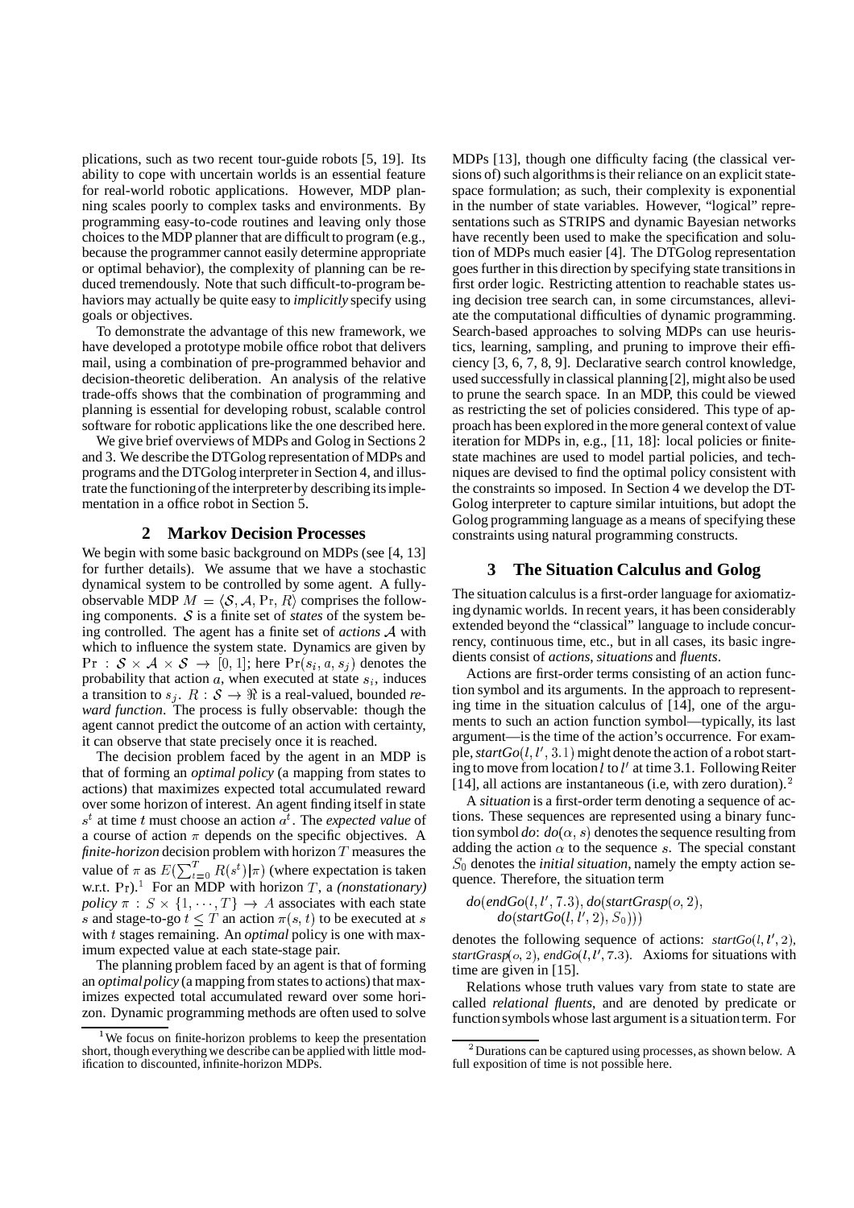plications, such as two recent tour-guide robots [5, 19]. Its ability to cope with uncertain worlds is an essential feature for real-world robotic applications. However, MDP planning scales poorly to complex tasks and environments. By programming easy-to-code routines and leaving only those choices to the MDP planner that are difficult to program (e.g., because the programmer cannot easily determine appropriate or optimal behavior), the complexity of planning can be reduced tremendously. Note that such difficult-to-program behaviors may actually be quite easy to *implicitly* specify using goals or objectives.

To demonstrate the advantage of this new framework, we have developed a prototype mobile office robot that delivers mail, using a combination of pre-programmed behavior and decision-theoretic deliberation. An analysis of the relative trade-offs shows that the combination of programming and planning is essential for developing robust, scalable control software for robotic applications like the one described here.

We give brief overviews of MDPs and Golog in Sections 2 and 3. We describe the DTGolog representation of MDPs and programs and the DTGolog interpreter in Section 4, and illustrate the functioning of the interpreter by describing its implementation in a office robot in Section 5.

## 2 Markov Decision Processes

We begin with some basic background on MDPs (see [4, 13] for further details). We assume that we have a stochastic dynamical system to be controlled by some agent. A fully-observable MDP $M = \langle \mathcal{S}, \mathcal{A}, \Pr, R \rangle$ comprises the following components. $\mathcal{S}$ is a finite set of *states* of the system being controlled. The agent has a finite set of *actions* $\mathcal{A}$ with which to influence the system state. Dynamics are given by $\Pr : \mathcal{S} \times \mathcal{A} \times \mathcal{S} \rightarrow [0, 1]$; here $\Pr(s_i, a, s_j)$ denotes the probability that action $a$, when executed at state $s_i$, induces a transition to $s_j$. $R : \mathcal{S} \rightarrow \Re$ is a real-valued, bounded *reward function*. The process is fully observable: though the agent cannot predict the outcome of an action with certainty, it can observe that state precisely once it is reached.

The decision problem faced by the agent in an MDP is that of forming an *optimal policy* (a mapping from states to actions) that maximizes expected total accumulated reward over some horizon of interest. An agent finding itself in state $s^t$ at time $t$ must choose an action $a^t$. The *expected value* of a course of action $\pi$ depends on the specific objectives. A *finite-horizon* decision problem with horizon $T$ measures the value of $\pi$ as $E(\sum_{t=0}^{T} R(s^t)|\pi)$ (where expectation is taken w.r.t. Pr).[1] For an MDP with horizon $T$, a *(nonstationary) policy* $\pi : S \times \{1, \cdots, T\} \rightarrow A$ associates with each state $s$ and stage-to-go $t \leq T$ an action $\pi(s, t)$ to be executed at $s$ with $t$ stages remaining. An *optimal* policy is one with maximum expected value at each state-stage pair.

The planning problem faced by an agent is that of forming an *optimal policy* (a mapping from states to actions) that maximizes expected total accumulated reward over some horizon. Dynamic programming methods are often used to solve MDPs [13], though one difficulty facing (the classical versions of) such algorithms is their reliance on an explicit state-space formulation; as such, their complexity is exponential in the number of state variables. However, "logical" representations such as STRIPS and dynamic Bayesian networks have recently been used to make the specification and solution of MDPs much easier [4]. The DTGolog representation goes further in this direction by specifying state transitions in first order logic. Restricting attention to reachable states using decision tree search can, in some circumstances, alleviate the computational difficulties of dynamic programming. Search-based approaches to solving MDPs can use heuristics, learning, sampling, and pruning to improve their efficiency [3, 6, 7, 8, 9]. Declarative search control knowledge, used successfully in classical planning [2], might also be used to prune the search space. In an MDP, this could be viewed as restricting the set of policies considered. This type of approach has been explored in the more general context of value iteration for MDPs in, e.g., [11, 18]: local policies or finite-state machines are used to model partial policies, and techniques are devised to find the optimal policy consistent with the constraints so imposed. In Section 4 we develop the DTGolog interpreter to capture similar intuitions, but adopt the Golog programming language as a means of specifying these constraints using natural programming constructs.

[1] We focus on finite-horizon problems to keep the presentation short, though everything we describe can be applied with little modification to discounted, infinite-horizon MDPs.

## 3 The Situation Calculus and Golog

The situation calculus is a first-order language for axiomatizing dynamic worlds. In recent years, it has been considerably extended beyond the "classical" language to include concurrency, continuous time, etc., but in all cases, its basic ingredients consist of *actions*, *situations* and *fluents*.

Actions are first-order terms consisting of an action function symbol and its arguments. In the approach to representing time in the situation calculus of [14], one of the arguments to such an action function symbol—typically, its last argument—is the time of the action's occurrence. For example, $startGo(l, l', 3.1)$ might denote the action of a robot starting to move from location $l$ to $l'$ at time 3.1. Following Reiter [14], all actions are instantaneous (i.e, with zero duration).[2]

A *situation* is a first-order term denoting a sequence of actions. These sequences are represented using a binary function symbol *do*: $do(\alpha, s)$ denotes the sequence resulting from adding the action $\alpha$ to the sequence $s$. The special constant $S_0$ denotes the *initial situation*, namely the empty action sequence. Therefore, the situation term

$$do(endGo(l, l', 7.3), do(startGrasp(o, 2), do(startGo(l, l', 2), S_0)))$$

denotes the following sequence of actions: $startGo(l, l', 2)$, $startGrasp(o, 2)$, $endGo(l, l', 7.3)$. Axioms for situations with time are given in [15].

Relations whose truth values vary from state to state are called *relational fluents*, and are denoted by predicate or function symbols whose last argument is a situation term. For

[2] Durations can be captured using processes, as shown below. A full exposition of time is not possible here.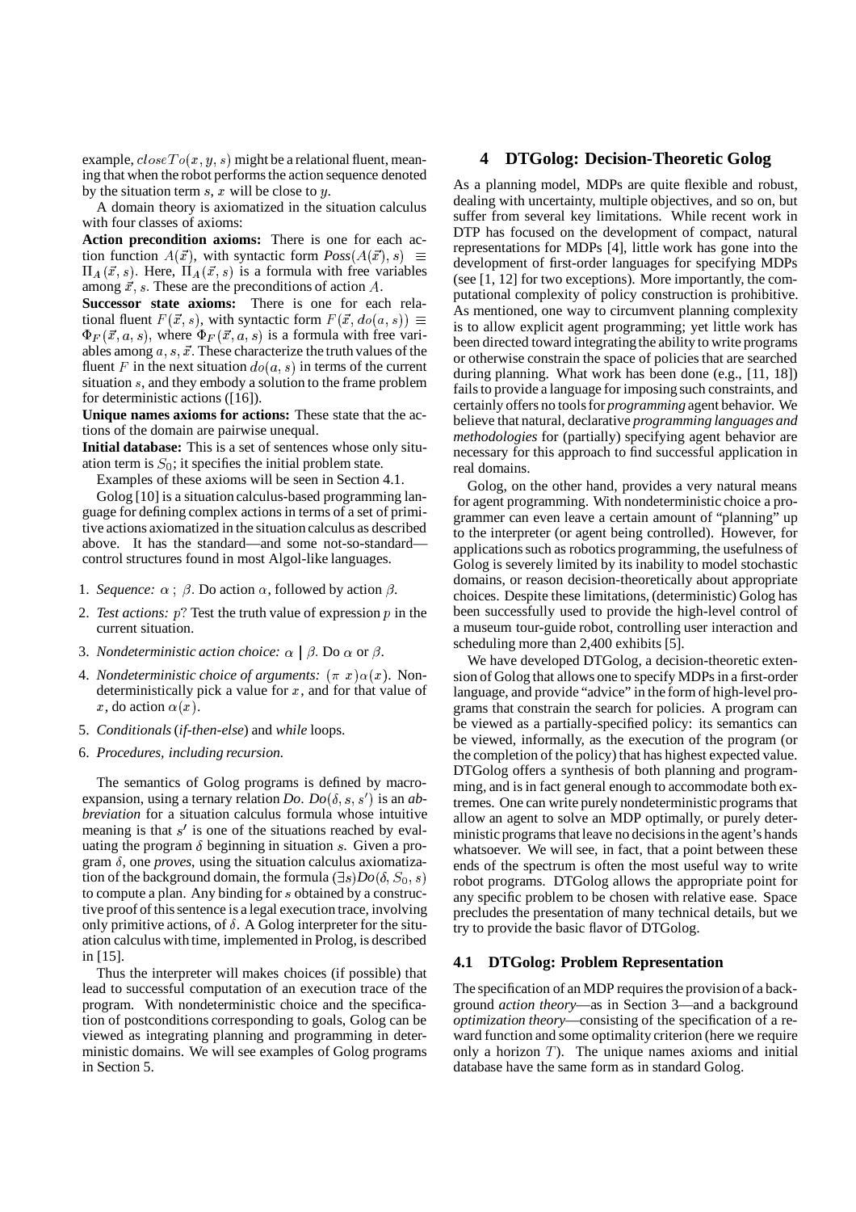example, $closeTo(x, y, s)$ might be a relational fluent, meaning that when the robot performs the action sequence denoted by the situation term $s$, $x$ will be close to $y$.

A domain theory is axiomatized in the situation calculus with four classes of axioms:

**Action precondition axioms:** There is one for each action function $A(\vec{x})$, with syntactic form $Poss(A(\vec{x}), s) \equiv \Pi_A(\vec{x}, s)$. Here, $\Pi_A(\vec{x}, s)$ is a formula with free variables among $\vec{x}$, $s$. These are the preconditions of action $A$.

**Successor state axioms:** There is one for each relational fluent $F(\vec{x}, s)$, with syntactic form $F(\vec{x}, do(a, s)) \equiv \Phi_F(\vec{x}, a, s)$, where $\Phi_F(\vec{x}, a, s)$ is a formula with free variables among $a, s, \vec{x}$. These characterize the truth values of the fluent $F$ in the next situation $do(a, s)$ in terms of the current situation $s$, and they embody a solution to the frame problem for deterministic actions ([16]).

**Unique names axioms for actions:** These state that the actions of the domain are pairwise unequal.

**Initial database:** This is a set of sentences whose only situation term is $S_0$; it specifies the initial problem state.

Examples of these axioms will be seen in Section 4.1.

Golog [10] is a situation calculus-based programming language for defining complex actions in terms of a set of primitive actions axiomatized in the situation calculus as described above. It has the standard—and some not-so-standard—control structures found in most Algol-like languages.

1. *Sequence:* $\alpha\,;\,\beta$. Do action $\alpha$, followed by action $\beta$.
2. *Test actions:* $p?$ Test the truth value of expression $p$ in the current situation.
3. *Nondeterministic action choice:* $\alpha \mid \beta$. Do $\alpha$ or $\beta$.
4. *Nondeterministic choice of arguments:* $(\pi\ x)\alpha(x)$. Nondeterministically pick a value for $x$, and for that value of $x$, do action $\alpha(x)$.
5. *Conditionals* (*if-then-else*) and *while* loops.
6. *Procedures, including recursion.*

The semantics of Golog programs is defined by macro-expansion, using a ternary relation *Do*. $Do(\delta, s, s')$ is an *abbreviation* for a situation calculus formula whose intuitive meaning is that $s'$ is one of the situations reached by evaluating the program $\delta$ beginning in situation $s$. Given a program $\delta$, one *proves*, using the situation calculus axiomatization of the background domain, the formula $(\exists s)Do(\delta, S_0, s)$ to compute a plan. Any binding for $s$ obtained by a constructive proof of this sentence is a legal execution trace, involving only primitive actions, of $\delta$. A Golog interpreter for the situation calculus with time, implemented in Prolog, is described in [15].

Thus the interpreter will makes choices (if possible) that lead to successful computation of an execution trace of the program. With nondeterministic choice and the specification of postconditions corresponding to goals, Golog can be viewed as integrating planning and programming in deterministic domains. We will see examples of Golog programs in Section 5.

## 4 DTGolog: Decision-Theoretic Golog

As a planning model, MDPs are quite flexible and robust, dealing with uncertainty, multiple objectives, and so on, but suffer from several key limitations. While recent work in DTP has focused on the development of compact, natural representations for MDPs [4], little work has gone into the development of first-order languages for specifying MDPs (see [1, 12] for two exceptions). More importantly, the computational complexity of policy construction is prohibitive. As mentioned, one way to circumvent planning complexity is to allow explicit agent programming; yet little work has been directed toward integrating the ability to write programs or otherwise constrain the space of policies that are searched during planning. What work has been done (e.g., [11, 18]) fails to provide a language for imposing such constraints, and certainly offers no tools for *programming* agent behavior. We believe that natural, declarative *programming languages and methodologies* for (partially) specifying agent behavior are necessary for this approach to find successful application in real domains.

Golog, on the other hand, provides a very natural means for agent programming. With nondeterministic choice a programmer can even leave a certain amount of "planning" up to the interpreter (or agent being controlled). However, for applications such as robotics programming, the usefulness of Golog is severely limited by its inability to model stochastic domains, or reason decision-theoretically about appropriate choices. Despite these limitations, (deterministic) Golog has been successfully used to provide the high-level control of a museum tour-guide robot, controlling user interaction and scheduling more than 2,400 exhibits [5].

We have developed DTGolog, a decision-theoretic extension of Golog that allows one to specify MDPs in a first-order language, and provide "advice" in the form of high-level programs that constrain the search for policies. A program can be viewed as a partially-specified policy: its semantics can be viewed, informally, as the execution of the program (or the completion of the policy) that has highest expected value. DTGolog offers a synthesis of both planning and programming, and is in fact general enough to accommodate both extremes. One can write purely nondeterministic programs that allow an agent to solve an MDP optimally, or purely deterministic programs that leave no decisions in the agent's hands whatsoever. We will see, in fact, that a point between these ends of the spectrum is often the most useful way to write robot programs. DTGolog allows the appropriate point for any specific problem to be chosen with relative ease. Space precludes the presentation of many technical details, but we try to provide the basic flavor of DTGolog.

### 4.1 DTGolog: Problem Representation

The specification of an MDP requires the provision of a background *action theory*—as in Section 3—and a background *optimization theory*—consisting of the specification of a reward function and some optimality criterion (here we require only a horizon $T$). The unique names axioms and initial database have the same form as in standard Golog.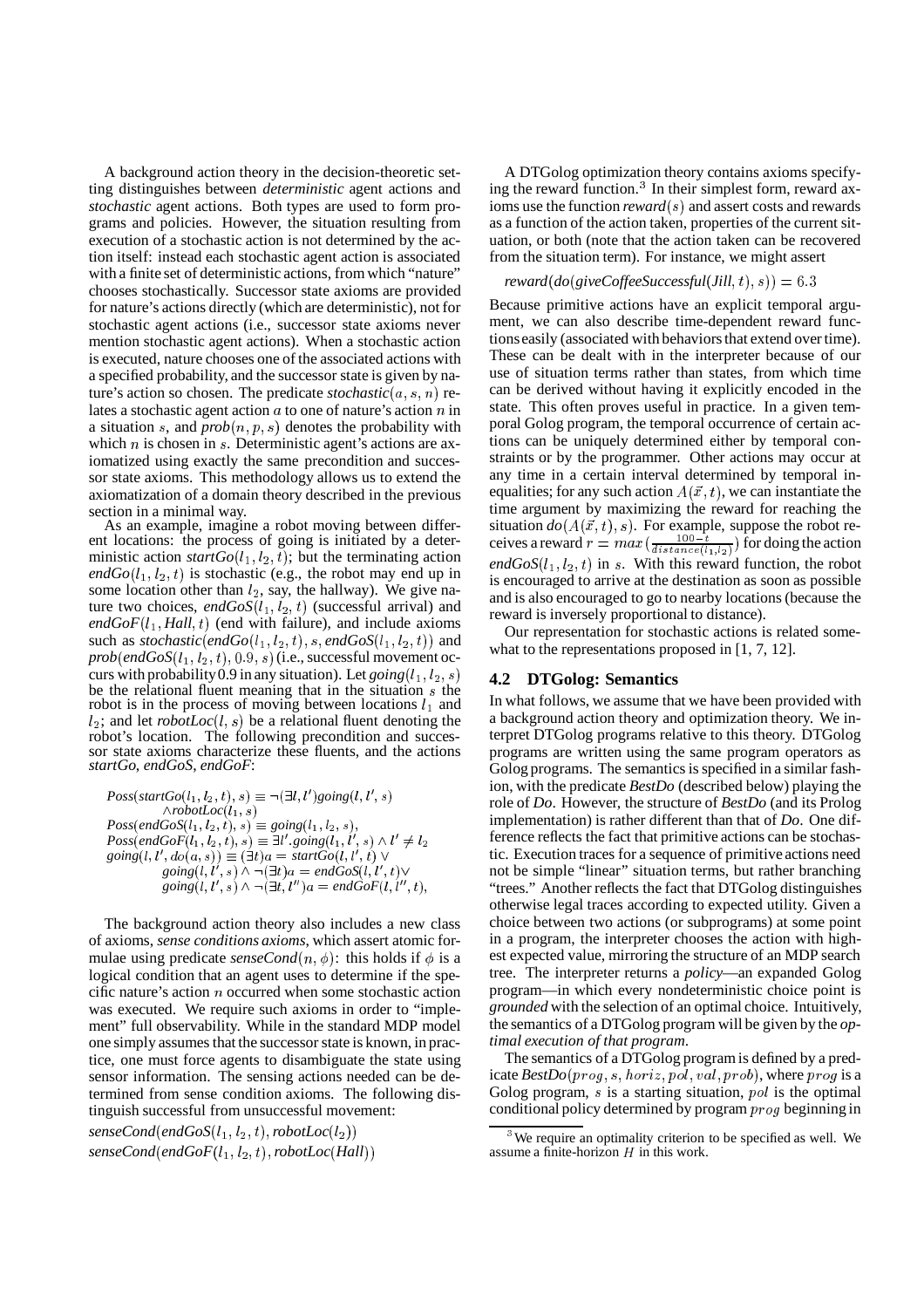A background action theory in the decision-theoretic setting distinguishes between *deterministic* agent actions and *stochastic* agent actions. Both types are used to form programs and policies. However, the situation resulting from execution of a stochastic action is not determined by the action itself: instead each stochastic agent action is associated with a finite set of deterministic actions, from which "nature" chooses stochastically. Successor state axioms are provided for nature's actions directly (which are deterministic), not for stochastic agent actions (i.e., successor state axioms never mention stochastic agent actions). When a stochastic action is executed, nature chooses one of the associated actions with a specified probability, and the successor state is given by nature's action so chosen. The predicate $stochastic(a, s, n)$ relates a stochastic agent action $a$ to one of nature's action $n$ in a situation $s$, and $prob(n, p, s)$ denotes the probability with which $n$ is chosen in $s$. Deterministic agent's actions are axiomatized using exactly the same precondition and successor state axioms. This methodology allows us to extend the axiomatization of a domain theory described in the previous section in a minimal way.

As an example, imagine a robot moving between different locations: the process of going is initiated by a deterministic action $startGo(l_1, l_2, t)$; but the terminating action $endGo(l_1, l_2, t)$ is stochastic (e.g., the robot may end up in some location other than $l_2$, say, the hallway). We give nature two choices, $endGoS(l_1, l_2, t)$ (successful arrival) and $endGoF(l_1, Hall, t)$ (end with failure), and include axioms such as $stochastic(endGo(l_1, l_2, t), s, endGoS(l_1, l_2, t))$ and $prob(endGoS(l_1, l_2, t), 0.9, s)$ (i.e., successful movement occurs with probability 0.9 in any situation). Let $going(l_1, l_2, s)$ be the relational fluent meaning that in the situation $s$ the robot is in the process of moving between locations $l_1$ and $l_2$; and let $robotLoc(l, s)$ be a relational fluent denoting the robot's location. The following precondition and successor state axioms characterize these fluents, and the actions *startGo*, *endGoS*, *endGoF*:

$$
\begin{aligned}
&Poss(startGo(l_1, l_2, t), s) \equiv \neg(\exists l, l')going(l, l', s) \\
&\quad \wedge robotLoc(l_1, s) \\
&Poss(endGoS(l_1, l_2, t), s) \equiv going(l_1, l_2, s), \\
&Poss(endGoF(l_1, l_2, t), s) \equiv \exists l'.going(l_1, l', s) \wedge l' \neq l_2 \\
&going(l, l', do(a, s)) \equiv (\exists t)a = startGo(l, l', t) \vee \\
&\quad going(l, l', s) \wedge \neg(\exists t)a = endGoS(l, l', t) \vee \\
&\quad going(l, l', s) \wedge \neg(\exists t, l'')a = endGoF(l, l'', t),
\end{aligned}
$$

The background action theory also includes a new class of axioms, *sense conditions axioms*, which assert atomic formulae using predicate $senseCond(n, \phi)$: this holds if $\phi$ is a logical condition that an agent uses to determine if the specific nature's action $n$ occurred when some stochastic action was executed. We require such axioms in order to "implement" full observability. While in the standard MDP model one simply assumes that the successor state is known, in practice, one must force agents to disambiguate the state using sensor information. The sensing actions needed can be determined from sense condition axioms. The following distinguish successful from unsuccessful movement:

$$
\begin{aligned}
&senseCond(endGoS(l_1, l_2, t), robotLoc(l_2)) \\
&senseCond(endGoF(l_1, l_2, t), robotLoc(Hall))
\end{aligned}
$$

A DTGolog optimization theory contains axioms specifying the reward function.[3] In their simplest form, reward axioms use the function $reward(s)$ and assert costs and rewards as a function of the action taken, properties of the current situation, or both (note that the action taken can be recovered from the situation term). For instance, we might assert

$$reward(do(giveCoffeeSuccessful(Jill, t), s)) = 6.3$$

Because primitive actions have an explicit temporal argument, we can also describe time-dependent reward functions easily (associated with behaviors that extend over time). These can be dealt with in the interpreter because of our use of situation terms rather than states, from which time can be derived without having it explicitly encoded in the state. This often proves useful in practice. In a given temporal Golog program, the temporal occurrence of certain actions can be uniquely determined either by temporal constraints or by the programmer. Other actions may occur at any time in a certain interval determined by temporal inequalities; for any such action $A(\vec{x}, t)$, we can instantiate the time argument by maximizing the reward for reaching the situation $do(A(\vec{x}, t), s)$. For example, suppose the robot receives a reward $r = max(\frac{100-t}{distance(l_1, l_2)})$ for doing the action $endGoS(l_1, l_2, t)$ in $s$. With this reward function, the robot is encouraged to arrive at the destination as soon as possible and is also encouraged to go to nearby locations (because the reward is inversely proportional to distance).

Our representation for stochastic actions is related somewhat to the representations proposed in [1, 7, 12].

### 4.2 DTGolog: Semantics

In what follows, we assume that we have been provided with a background action theory and optimization theory. We interpret DTGolog programs relative to this theory. DTGolog programs are written using the same program operators as Golog programs. The semantics is specified in a similar fashion, with the predicate *BestDo* (described below) playing the role of *Do*. However, the structure of *BestDo* (and its Prolog implementation) is rather different than that of *Do*. One difference reflects the fact that primitive actions can be stochastic. Execution traces for a sequence of primitive actions need not be simple "linear" situation terms, but rather branching "trees." Another reflects the fact that DTGolog distinguishes otherwise legal traces according to expected utility. Given a choice between two actions (or subprograms) at some point in a program, the interpreter chooses the action with highest expected value, mirroring the structure of an MDP search tree. The interpreter returns a *policy*—an expanded Golog program—in which every nondeterministic choice point is *grounded* with the selection of an optimal choice. Intuitively, the semantics of a DTGolog program will be given by the *optimal execution of that program*.

The semantics of a DTGolog program is defined by a predicate $BestDo(prog, s, horiz, pol, val, prob)$, where $prog$ is a Golog program, $s$ is a starting situation, $pol$ is the optimal conditional policy determined by program $prog$ beginning in

[3] We require an optimality criterion to be specified as well. We assume a finite-horizon $H$ in this work.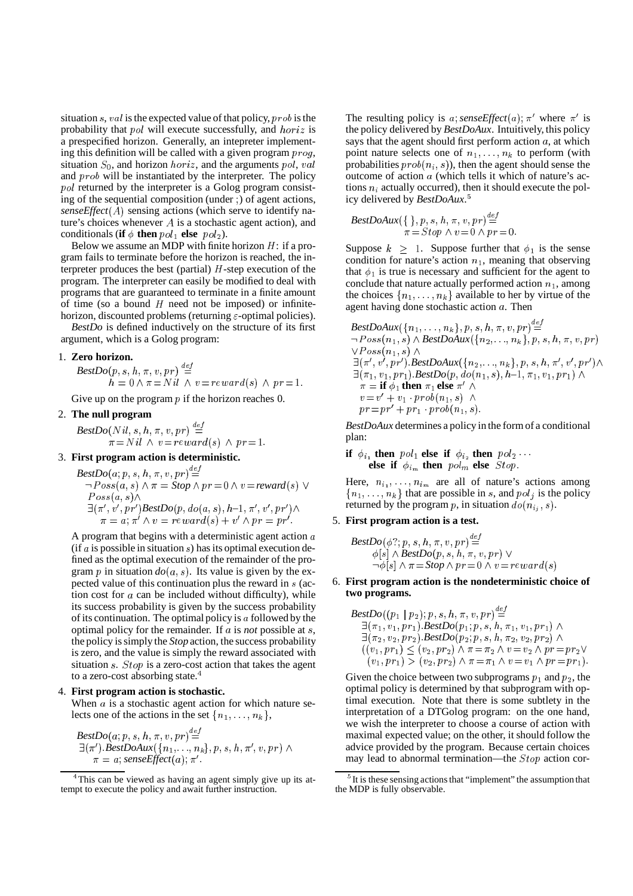situation $s$, $val$ is the expected value of that policy, $prob$ is the probability that $pol$ will execute successfully, and $horiz$ is a prespecified horizon. Generally, an intepreter implementing this definition will be called with a given program $prog$, situation $S_0$, and horizon $horiz$, and the arguments $pol$, $val$ and $prob$ will be instantiated by the interpreter. The policy $pol$ returned by the interpreter is a Golog program consisting of the sequential composition (under ;) of agent actions, *senseEffect*$(A)$ sensing actions (which serve to identify nature's choices whenever $A$ is a stochastic agent action), and conditionals (**if** $\phi$ **then** $pol_1$ **else** $pol_2$).

Below we assume an MDP with finite horizon $H$: if a program fails to terminate before the horizon is reached, the interpreter produces the best (partial) $H$-step execution of the program. The interpreter can easily be modified to deal with programs that are guaranteed to terminate in a finite amount of time (so a bound $H$ need not be imposed) or infinite-horizon, discounted problems (returning $\varepsilon$-optimal policies).

*BestDo* is defined inductively on the structure of its first argument, which is a Golog program:

1. **Zero horizon.**

$$BestDo(p, s, h, \pi, v, pr) \stackrel{def}{=} h = 0 \wedge \pi = Nil \wedge v = reward(s) \wedge pr = 1.$$

Give up on the program $p$ if the horizon reaches 0.

2. **The null program**

$$BestDo(Nil, s, h, \pi, v, pr) \stackrel{def}{=} \pi = Nil \wedge v = reward(s) \wedge pr = 1.$$

3. **First program action is deterministic.**

$$\begin{array}{l} BestDo(a; p, s, h, \pi, v, pr) \stackrel{def}{=} \\ \neg Poss(a, s) \wedge \pi = Stop \wedge pr = 0 \wedge v = reward(s) \vee \\ Poss(a, s) \wedge \\ \exists(\pi', v', pr') BestDo(p, do(a, s), h{-}1, \pi', v', pr') \wedge \\ \quad \pi = a; \pi' \wedge v = reward(s) + v' \wedge pr = pr'. \end{array}$$

A program that begins with a deterministic agent action $a$ (if $a$ is possible in situation $s$) has its optimal execution defined as the optimal execution of the remainder of the program $p$ in situation $do(a, s)$. Its value is given by the expected value of this continuation plus the reward in $s$ (action cost for $a$ can be included without difficulty), while its success probability is given by the success probability of its continuation. The optimal policy is $a$ followed by the optimal policy for the remainder. If $a$ is *not* possible at $s$, the policy is simply the *Stop* action, the success probability is zero, and the value is simply the reward associated with situation $s$. $Stop$ is a zero-cost action that takes the agent to a zero-cost absorbing state.[4]

4. **First program action is stochastic.**

When $a$ is a stochastic agent action for which nature selects one of the actions in the set $\{n_1, \ldots, n_k\}$,

$$\begin{array}{l} BestDo(a; p, s, h, \pi, v, pr) \stackrel{def}{=} \\ \exists(\pi'). BestDoAux(\{n_1, \ldots, n_k\}, p, s, h, \pi', v, pr) \wedge \\ \quad \pi = a; senseEffect(a); \pi'. \end{array}$$

The resulting policy is $a; senseEffect(a); \pi'$ where $\pi'$ is the policy delivered by *BestDoAux*. Intuitively, this policy says that the agent should first perform action $a$, at which point nature selects one of $n_1, \ldots, n_k$ to perform (with probabilities $prob(n_i, s)$), then the agent should sense the outcome of action $a$ (which tells it which of nature's actions $n_i$ actually occurred), then it should execute the policy delivered by *BestDoAux*.[5]

$$\begin{array}{l} BestDoAux(\{\,\}, p, s, h, \pi, v, pr) \stackrel{def}{=} \\ \quad \pi = Stop \wedge v = 0 \wedge pr = 0. \end{array}$$

Suppose $k \geq 1$. Suppose further that $\phi_1$ is the sense condition for nature's action $n_1$, meaning that observing that $\phi_1$ is true is necessary and sufficient for the agent to conclude that nature actually performed action $n_1$, among the choices $\{n_1, \ldots, n_k\}$ available to her by virtue of the agent having done stochastic action $a$. Then

$$\begin{array}{l} BestDoAux(\{n_1, \ldots, n_k\}, p, s, h, \pi, v, pr) \stackrel{def}{=} \\ \neg Poss(n_1, s) \wedge BestDoAux(\{n_2, \ldots, n_k\}, p, s, h, \pi, v, pr) \\ \vee Poss(n_1, s) \wedge \\ \exists(\pi', v', pr'). BestDoAux(\{n_2, \ldots, n_k\}, p, s, h, \pi', v', pr') \wedge \\ \exists(\pi_1, v_1, pr_1). BestDo(p, do(n_1, s), h{-}1, \pi_1, v_1, pr_1) \wedge \\ \quad \pi = \textbf{if } \phi_1 \textbf{ then } \pi_1 \textbf{ else } \pi' \wedge \\ \quad v = v' + v_1 \cdot prob(n_1, s) \wedge \\ \quad pr = pr' + pr_1 \cdot prob(n_1, s). \end{array}$$

*BestDoAux* determines a policy in the form of a conditional plan:

**if** $\phi_{i_1}$ **then** $pol_1$ **else if** $\phi_{i_2}$ **then** $pol_2 \cdots$
**else if** $\phi_{i_m}$ **then** $pol_m$ **else** $Stop$.

Here, $n_{i_1}, \ldots, n_{i_m}$ are all of nature's actions among $\{n_1, \ldots, n_k\}$ that are possible in $s$, and $pol_j$ is the policy returned by the program $p$, in situation $do(n_{i_j}, s)$.

5. **First program action is a test.**

$$\begin{array}{l} BestDo(\phi?; p, s, h, \pi, v, pr) \stackrel{def}{=} \\ \quad \phi[s] \wedge BestDo(p, s, h, \pi, v, pr) \vee \\ \quad \neg\phi[s] \wedge \pi = Stop \wedge pr = 0 \wedge v = reward(s) \end{array}$$

6. **First program action is the nondeterministic choice of two programs.**

$$\begin{array}{l} BestDo((p_1 \mid p_2); p, s, h, \pi, v, pr) \stackrel{def}{=} \\ \quad \exists(\pi_1, v_1, pr_1). BestDo(p_1; p, s, h, \pi_1, v_1, pr_1) \wedge \\ \quad \exists(\pi_2, v_2, pr_2). BestDo(p_2; p, s, h, \pi_2, v_2, pr_2) \wedge \\ \quad ((v_1, pr_1) \leq (v_2, pr_2) \wedge \pi = \pi_2 \wedge v = v_2 \wedge pr = pr_2 \vee \\ \quad\; (v_1, pr_1) > (v_2, pr_2) \wedge \pi = \pi_1 \wedge v = v_1 \wedge pr = pr_1). \end{array}$$

Given the choice between two subprograms $p_1$ and $p_2$, the optimal policy is determined by that subprogram with optimal execution. Note that there is some subtlety in the interpretation of a DTGolog program: on the one hand, we wish the interpreter to choose a course of action with maximal expected value; on the other, it should follow the advice provided by the program. Because certain choices may lead to abnormal termination—the $Stop$ action cor-

[4] This can be viewed as having an agent simply give up its attempt to execute the policy and await further instruction.

[5] It is these sensing actions that "implement" the assumption that the MDP is fully observable.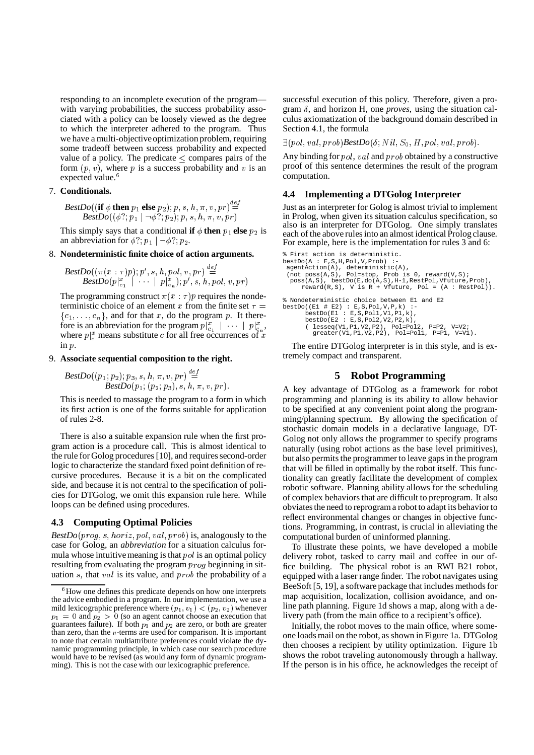responding to an incomplete execution of the program—with varying probabilities, the success probability associated with a policy can be loosely viewed as the degree to which the interpreter adhered to the program. Thus we have a multi-objective optimization problem, requiring some tradeoff between success probability and expected value of a policy. The predicate $\leq$ compares pairs of the form $(p, v)$, where $p$ is a success probability and $v$ is an expected value.[6]

7. **Conditionals.**

$$BestDo((\textbf{if } \phi \textbf{ then } p_1 \textbf{ else } p_2); p, s, h, \pi, v, pr) \stackrel{def}{=} BestDo((\phi?; p_1 \mid \neg\phi?; p_2); p, s, h, \pi, v, pr)$$

This simply says that a conditional **if** $\phi$ **then** $p_1$ **else** $p_2$ is an abbreviation for $\phi?; p_1 \mid \neg\phi?; p_2$.

8. **Nondeterministic finite choice of action arguments.**

$$BestDo((\pi(x : \tau)p); p', s, h, pol, v, pr) \stackrel{def}{=} BestDo(p|^x_{c_1} \mid \cdots \mid p|^x_{c_n}); p', s, h, pol, v, pr)$$

The programming construct $\pi(x : \tau)p$ requires the nondeterministic choice of an element $x$ from the finite set $\tau = \{c_1, \ldots, c_n\}$, and for that $x$, do the program $p$. It therefore is an abbreviation for the program $p|^x_{c_1} \mid \cdots \mid p|^x_{c_n}$, where $p|^x_c$ means substitute $c$ for all free occurrences of $x$ in $p$.

9. **Associate sequential composition to the right.**

$$BestDo((p_1; p_2); p_3, s, h, \pi, v, pr) \stackrel{def}{=} BestDo(p_1; (p_2; p_3), s, h, \pi, v, pr).$$

This is needed to massage the program to a form in which its first action is one of the forms suitable for application of rules 2-8.

There is also a suitable expansion rule when the first program action is a procedure call. This is almost identical to the rule for Golog procedures [10], and requires second-order logic to characterize the standard fixed point definition of recursive procedures. Because it is a bit on the complicated side, and because it is not central to the specification of policies for DTGolog, we omit this expansion rule here. While loops can be defined using procedures.

### 4.3 Computing Optimal Policies

$BestDo(prog, s, horiz, pol, val, prob)$ is, analogously to the case for Golog, an *abbreviation* for a situation calculus formula whose intuitive meaning is that $pol$ is an optimal policy resulting from evaluating the program $prog$ beginning in situation $s$, that $val$ is its value, and $prob$ the probability of a successful execution of this policy. Therefore, given a program $\delta$, and horizon H, one *proves*, using the situation calculus axiomatization of the background domain described in Section 4.1, the formula

$$\exists(pol, val, prob) BestDo(\delta; Nil, S_0, H, pol, val, prob).$$

Any binding for $pol$, $val$ and $prob$ obtained by a constructive proof of this sentence determines the result of the program computation.

### 4.4 Implementing a DTGolog Interpreter

Just as an interpreter for Golog is almost trivial to implement in Prolog, when given its situation calculus specification, so also is an interpreter for DTGolog. One simply translates each of the above rules into an almost identical Prolog clause. For example, here is the implementation for rules 3 and 6:

```
% First action is deterministic.
bestDo(A : E,S,H,Pol,V,Prob) :-
 agentAction(A), deterministic(A),
 (not poss(A,S), Pol=stop, Prob is 0, reward(V,S);
  poss(A,S), bestDo(E,do(A,S),H-1,RestPol,Vfuture,Prob),
     reward(R,S), V is R + Vfuture, Pol = (A : RestPol)).

% Nondeterministic choice between E1 and E2
bestDo((E1 # E2) : E,S,Pol,V,P,k) :-
      bestDo(E1 : E,S,Pol1,V1,P1,k),
      bestDo(E2 : E,S,Pol2,V2,P2,k),
      ( lesseq(V1,P1,V2,P2), Pol=Pol2, P=P2, V=V2;
        greater(V1,P1,V2,P2), Pol=Pol1, P=P1, V=V1).
```

The entire DTGolog interpreter is in this style, and is extremely compact and transparent.

## 5 Robot Programming

A key advantage of DTGolog as a framework for robot programming and planning is its ability to allow behavior to be specified at any convenient point along the programming/planning spectrum. By allowing the specification of stochastic domain models in a declarative language, DTGolog not only allows the programmer to specify programs naturally (using robot actions as the base level primitives), but also permits the programmer to leave gaps in the program that will be filled in optimally by the robot itself. This functionality can greatly facilitate the development of complex robotic software. Planning ability allows for the scheduling of complex behaviors that are difficult to preprogram. It also obviates the need to reprogram a robot to adapt its behavior to reflect environmental changes or changes in objective functions. Programming, in contrast, is crucial in alleviating the computational burden of uninformed planning.

To illustrate these points, we have developed a mobile delivery robot, tasked to carry mail and coffee in our office building. The physical robot is an RWI B21 robot, equipped with a laser range finder. The robot navigates using BeeSoft [5, 19], a software package that includes methods for map acquisition, localization, collision avoidance, and online path planning. Figure 1d shows a map, along with a delivery path (from the main office to a recipient's office).

Initially, the robot moves to the main office, where someone loads mail on the robot, as shown in Figure 1a. DTGolog then chooses a recipient by utility optimization. Figure 1b shows the robot traveling autonomously through a hallway. If the person is in his office, he acknowledges the receipt of

[6] How one defines this predicate depends on how one interprets the advice embodied in a program. In our implementation, we use a mild lexicographic preference where $(p_1, v_1) < (p_2, v_2)$ whenever $p_1 = 0$ and $p_2 > 0$ (so an agent cannot choose an execution that guarantees failure). If both $p_1$ and $p_2$ are zero, or both are greater than zero, than the $v$-terms are used for comparison. It is important to note that certain multiattribute preferences could violate the dynamic programming principle, in which case our search procedure would have to be revised (as would any form of dynamic programming). This is not the case with our lexicographic preference.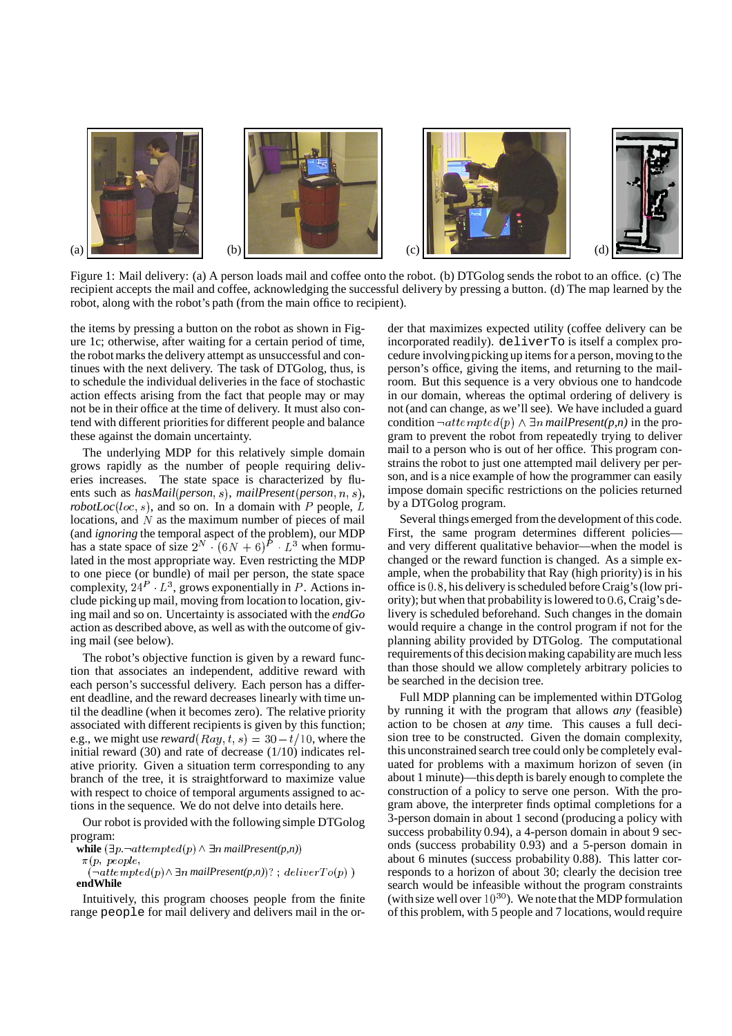Figure 1: Mail delivery: (a) A person loads mail and coffee onto the robot. (b) DTGolog sends the robot to an office. (c) The recipient accepts the mail and coffee, acknowledging the successful delivery by pressing a button. (d) The map learned by the robot, along with the robot's path (from the main office to recipient).

the items by pressing a button on the robot as shown in Figure 1c; otherwise, after waiting for a certain period of time, the robot marks the delivery attempt as unsuccessful and continues with the next delivery. The task of DTGolog, thus, is to schedule the individual deliveries in the face of stochastic action effects arising from the fact that people may or may not be in their office at the time of delivery. It must also contend with different priorities for different people and balance these against the domain uncertainty.

The underlying MDP for this relatively simple domain grows rapidly as the number of people requiring deliveries increases. The state space is characterized by fluents such as *hasMail*$(person, s)$, *mailPresent*$(person, n, s)$, *robotLoc*$(loc, s)$, and so on. In a domain with $P$ people, $L$ locations, and $N$ as the maximum number of pieces of mail (and *ignoring* the temporal aspect of the problem), our MDP has a state space of size $2^N \cdot (6N+6)^P \cdot L^3$ when formulated in the most appropriate way. Even restricting the MDP to one piece (or bundle) of mail per person, the state space complexity, $24^P \cdot L^3$, grows exponentially in $P$. Actions include picking up mail, moving from location to location, giving mail and so on. Uncertainty is associated with the *endGo* action as described above, as well as with the outcome of giving mail (see below).

The robot's objective function is given by a reward function that associates an independent, additive reward with each person's successful delivery. Each person has a different deadline, and the reward decreases linearly with time until the deadline (when it becomes zero). The relative priority associated with different recipients is given by this function; e.g., we might use *reward*$(Ray, t, s) = 30 - t/10$, where the initial reward (30) and rate of decrease (1/10) indicates relative priority. Given a situation term corresponding to any branch of the tree, it is straightforward to maximize value with respect to choice of temporal arguments assigned to actions in the sequence. We do not delve into details here.

Our robot is provided with the following simple DTGolog program:

**while** $(\exists p. \neg attempted(p) \wedge \exists n$ *mailPresent(p,n)*$)$
  $\pi(p,\ people,$
    $(\neg attempted(p) \wedge \exists n$ *mailPresent(p,n)*$)?\ ;\ deliverTo(p)\ )$
**endWhile**

Intuitively, this program chooses people from the finite range `people` for mail delivery and delivers mail in the order that maximizes expected utility (coffee delivery can be incorporated readily). `deliverTo` is itself a complex procedure involving picking up items for a person, moving to the person's office, giving the items, and returning to the mailroom. But this sequence is a very obvious one to handcode in our domain, whereas the optimal ordering of delivery is not (and can change, as we'll see). We have included a guard condition $\neg attempted(p) \wedge \exists n$ *mailPresent(p,n)* in the program to prevent the robot from repeatedly trying to deliver mail to a person who is out of her office. This program constrains the robot to just one attempted mail delivery per person, and is a nice example of how the programmer can easily impose domain specific restrictions on the policies returned by a DTGolog program.

Several things emerged from the development of this code. First, the same program determines different policies—and very different qualitative behavior—when the model is changed or the reward function is changed. As a simple example, when the probability that Ray (high priority) is in his office is $0.8$, his delivery is scheduled before Craig's (low priority); but when that probability is lowered to $0.6$, Craig's delivery is scheduled beforehand. Such changes in the domain would require a change in the control program if not for the planning ability provided by DTGolog. The computational requirements of this decision making capability are much less than those should we allow completely arbitrary policies to be searched in the decision tree.

Full MDP planning can be implemented within DTGolog by running it with the program that allows *any* (feasible) action to be chosen at *any* time. This causes a full decision tree to be constructed. Given the domain complexity, this unconstrained search tree could only be completely evaluated for problems with a maximum horizon of seven (in about 1 minute)—this depth is barely enough to complete the construction of a policy to serve one person. With the program above, the interpreter finds optimal completions for a 3-person domain in about 1 second (producing a policy with success probability 0.94), a 4-person domain in about 9 seconds (success probability 0.93) and a 5-person domain in about 6 minutes (success probability 0.88). This latter corresponds to a horizon of about 30; clearly the decision tree search would be infeasible without the program constraints (with size well over $10^{30}$). We note that the MDP formulation of this problem, with 5 people and 7 locations, would require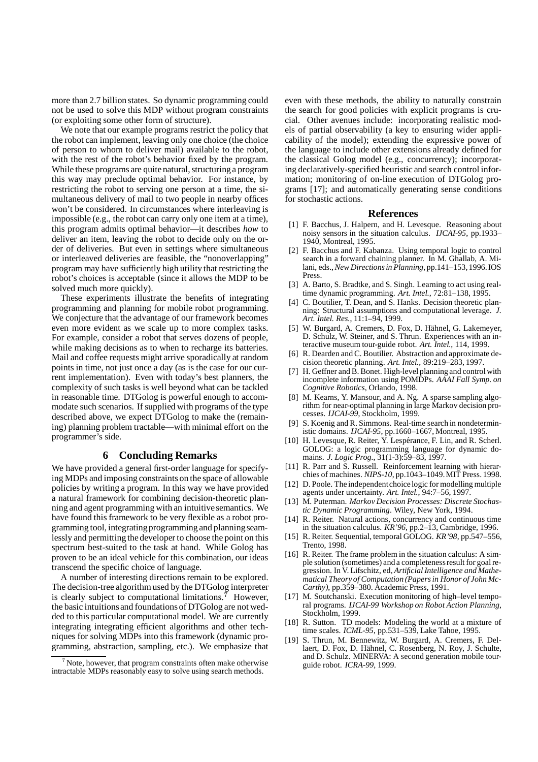more than 2.7 billion states. So dynamic programming could not be used to solve this MDP without program constraints (or exploiting some other form of structure).

We note that our example programs restrict the policy that the robot can implement, leaving only one choice (the choice of person to whom to deliver mail) available to the robot, with the rest of the robot's behavior fixed by the program. While these programs are quite natural, structuring a program this way may preclude optimal behavior. For instance, by restricting the robot to serving one person at a time, the simultaneous delivery of mail to two people in nearby offices won't be considered. In circumstances where interleaving is impossible (e.g., the robot can carry only one item at a time), this program admits optimal behavior—it describes *how* to deliver an item, leaving the robot to decide only on the order of deliveries. But even in settings where simultaneous or interleaved deliveries are feasible, the "nonoverlapping" program may have sufficiently high utility that restricting the robot's choices is acceptable (since it allows the MDP to be solved much more quickly).

These experiments illustrate the benefits of integrating programming and planning for mobile robot programming. We conjecture that the advantage of our framework becomes even more evident as we scale up to more complex tasks. For example, consider a robot that serves dozens of people, while making decisions as to when to recharge its batteries. Mail and coffee requests might arrive sporadically at random points in time, not just once a day (as is the case for our current implementation). Even with today's best planners, the complexity of such tasks is well beyond what can be tackled in reasonable time. DTGolog is powerful enough to accommodate such scenarios. If supplied with programs of the type described above, we expect DTGolog to make the (remaining) planning problem tractable—with minimal effort on the programmer's side.

## 6 Concluding Remarks

We have provided a general first-order language for specifying MDPs and imposing constraints on the space of allowable policies by writing a program. In this way we have provided a natural framework for combining decision-theoretic planning and agent programming with an intuitive semantics. We have found this framework to be very flexible as a robot programming tool, integrating programming and planning seamlessly and permitting the developer to choose the point on this spectrum best-suited to the task at hand. While Golog has proven to be an ideal vehicle for this combination, our ideas transcend the specific choice of language.

A number of interesting directions remain to be explored. The decision-tree algorithm used by the DTGolog interpreter is clearly subject to computational limitations.[7] However, the basic intuitions and foundations of DTGolog are not wedded to this particular computational model. We are currently integrating integrating efficient algorithms and other techniques for solving MDPs into this framework (dynamic programming, abstraction, sampling, etc.). We emphasize that even with these methods, the ability to naturally constrain the search for good policies with explicit programs is crucial. Other avenues include: incorporating realistic models of partial observability (a key to ensuring wider applicability of the model); extending the expressive power of the language to include other extensions already defined for the classical Golog model (e.g., concurrency); incorporating declaratively-specified heuristic and search control information; monitoring of on-line execution of DTGolog programs [17]; and automatically generating sense conditions for stochastic actions.

[7] Note, however, that program constraints often make otherwise intractable MDPs reasonably easy to solve using search methods.

## References

[1] F. Bacchus, J. Halpern, and H. Levesque. Reasoning about noisy sensors in the situation calculus. *IJCAI-95*, pp.1933–1940, Montreal, 1995.

[2] F. Bacchus and F. Kabanza. Using temporal logic to control search in a forward chaining planner. In M. Ghallab, A. Milani, eds., *New Directions in Planning*, pp.141–153, 1996. IOS Press.

[3] A. Barto, S. Bradtke, and S. Singh. Learning to act using real-time dynamic programming. *Art. Intel.*, 72:81–138, 1995.

[4] C. Boutilier, T. Dean, and S. Hanks. Decision theoretic planning: Structural assumptions and computational leverage. *J. Art. Intel. Res.*, 11:1–94, 1999.

[5] W. Burgard, A. Cremers, D. Fox, D. Hähnel, G. Lakemeyer, D. Schulz, W. Steiner, and S. Thrun. Experiences with an interactive museum tour-guide robot. *Art. Intel.*, 114, 1999.

[6] R. Dearden and C. Boutilier. Abstraction and approximate decision theoretic planning. *Art. Intel.*, 89:219–283, 1997.

[7] H. Geffner and B. Bonet. High-level planning and control with incomplete information using POMDPs. *AAAI Fall Symp. on Cognitive Robotics*, Orlando, 1998.

[8] M. Kearns, Y. Mansour, and A. Ng. A sparse sampling algorithm for near-optimal planning in large Markov decision processes. *IJCAI-99*, Stockholm, 1999.

[9] S. Koenig and R. Simmons. Real-time search in nondeterministic domains. *IJCAI-95*, pp.1660–1667, Montreal, 1995.

[10] H. Levesque, R. Reiter, Y. Lespérance, F. Lin, and R. Scherl. GOLOG: a logic programming language for dynamic domains. *J. Logic Prog.*, 31(1-3):59–83, 1997.

[11] R. Parr and S. Russell. Reinforcement learning with hierarchies of machines. *NIPS-10*, pp.1043–1049. MIT Press. 1998.

[12] D. Poole. The independent choice logic for modelling multiple agents under uncertainty. *Art. Intel.*, 94:7–56, 1997.

[13] M. Puterman. *Markov Decision Processes: Discrete Stochastic Dynamic Programming*. Wiley, New York, 1994.

[14] R. Reiter. Natural actions, concurrency and continuous time in the situation calculus. *KR'96*, pp.2–13, Cambridge, 1996.

[15] R. Reiter. Sequential, temporal GOLOG. *KR'98*, pp.547–556, Trento, 1998.

[16] R. Reiter. The frame problem in the situation calculus: A simple solution (sometimes) and a completeness result for goal regression. In V. Lifschitz, ed, *Artificial Intelligence and Mathematical Theory of Computation (Papers in Honor of John McCarthy)*, pp.359–380. Academic Press, 1991.

[17] M. Soutchanski. Execution monitoring of high–level temporal programs. *IJCAI-99 Workshop on Robot Action Planning*, Stockholm, 1999.

[18] R. Sutton. TD models: Modeling the world at a mixture of time scales. *ICML-95*, pp.531–539, Lake Tahoe, 1995.

[19] S. Thrun, M. Bennewitz, W. Burgard, A. Cremers, F. Dellaert, D. Fox, D. Hähnel, C. Rosenberg, N. Roy, J. Schulte, and D. Schulz. MINERVA: A second generation mobile tour-guide robot. *ICRA-99*, 1999.